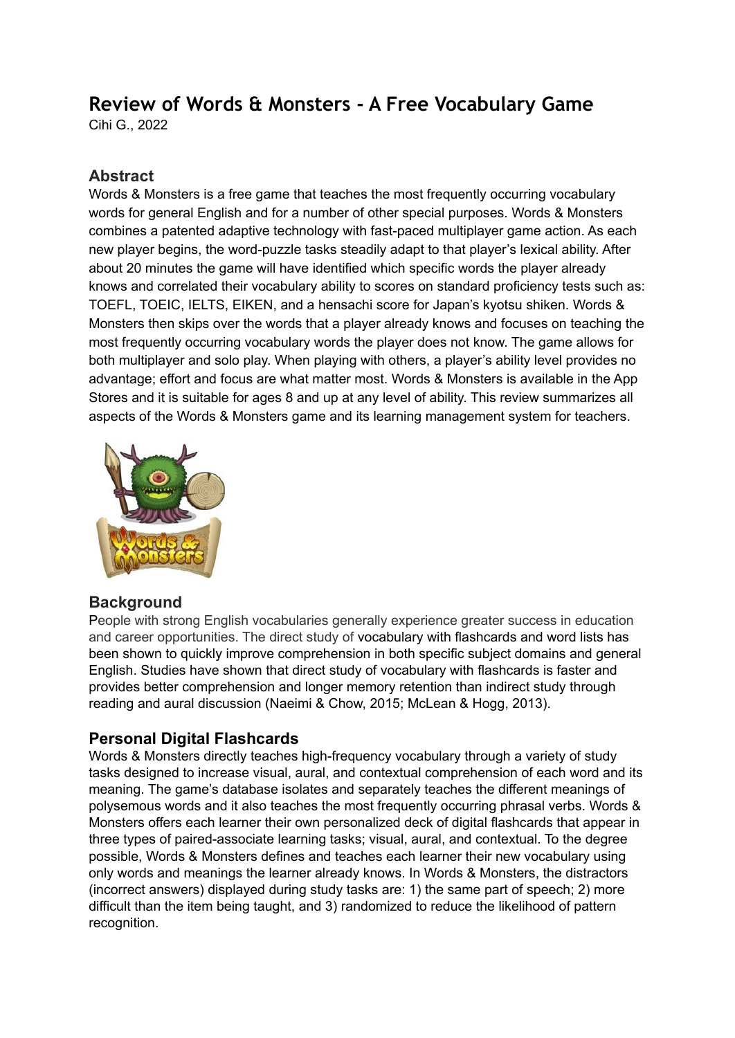# Review of Words & Monsters - A Free Vocabulary Game

Cihi G., 2022

## Abstract

Words & Monsters is a free game that teaches the most frequently occurring vocabulary words for general English and for a number of other special purposes. Words & Monsters combines a patented adaptive technology with fast-paced multiplayer game action. As each new player begins, the word-puzzle tasks steadily adapt to that player's lexical ability. After about 20 minutes the game will have identified which specific words the player already knows and correlated their vocabulary ability to scores on standard proficiency tests such as: TOEFL, TOEIC, IELTS, EIKEN, and a hensachi score for Japan's kyotsu shiken. Words & Monsters then skips over the words that a player already knows and focuses on teaching the most frequently occurring vocabulary words the player does not know. The game allows for both multiplayer and solo play. When playing with others, a player's ability level provides no advantage; effort and focus are what matter most. Words & Monsters is available in the App Stores and it is suitable for ages 8 and up at any level of ability. This review summarizes all aspects of the Words & Monsters game and its learning management system for teachers.

## Background

People with strong English vocabularies generally experience greater success in education and career opportunities. The direct study of vocabulary with flashcards and word lists has been shown to quickly improve comprehension in both specific subject domains and general English. Studies have shown that direct study of vocabulary with flashcards is faster and provides better comprehension and longer memory retention than indirect study through reading and aural discussion (Naeimi & Chow, 2015; McLean & Hogg, 2013).

## Personal Digital Flashcards

Words & Monsters directly teaches high-frequency vocabulary through a variety of study tasks designed to increase visual, aural, and contextual comprehension of each word and its meaning. The game's database isolates and separately teaches the different meanings of polysemous words and it also teaches the most frequently occurring phrasal verbs. Words & Monsters offers each learner their own personalized deck of digital flashcards that appear in three types of paired-associate learning tasks; visual, aural, and contextual. To the degree possible, Words & Monsters defines and teaches each learner their new vocabulary using only words and meanings the learner already knows. In Words & Monsters, the distractors (incorrect answers) displayed during study tasks are: 1) the same part of speech; 2) more difficult than the item being taught, and 3) randomized to reduce the likelihood of pattern recognition.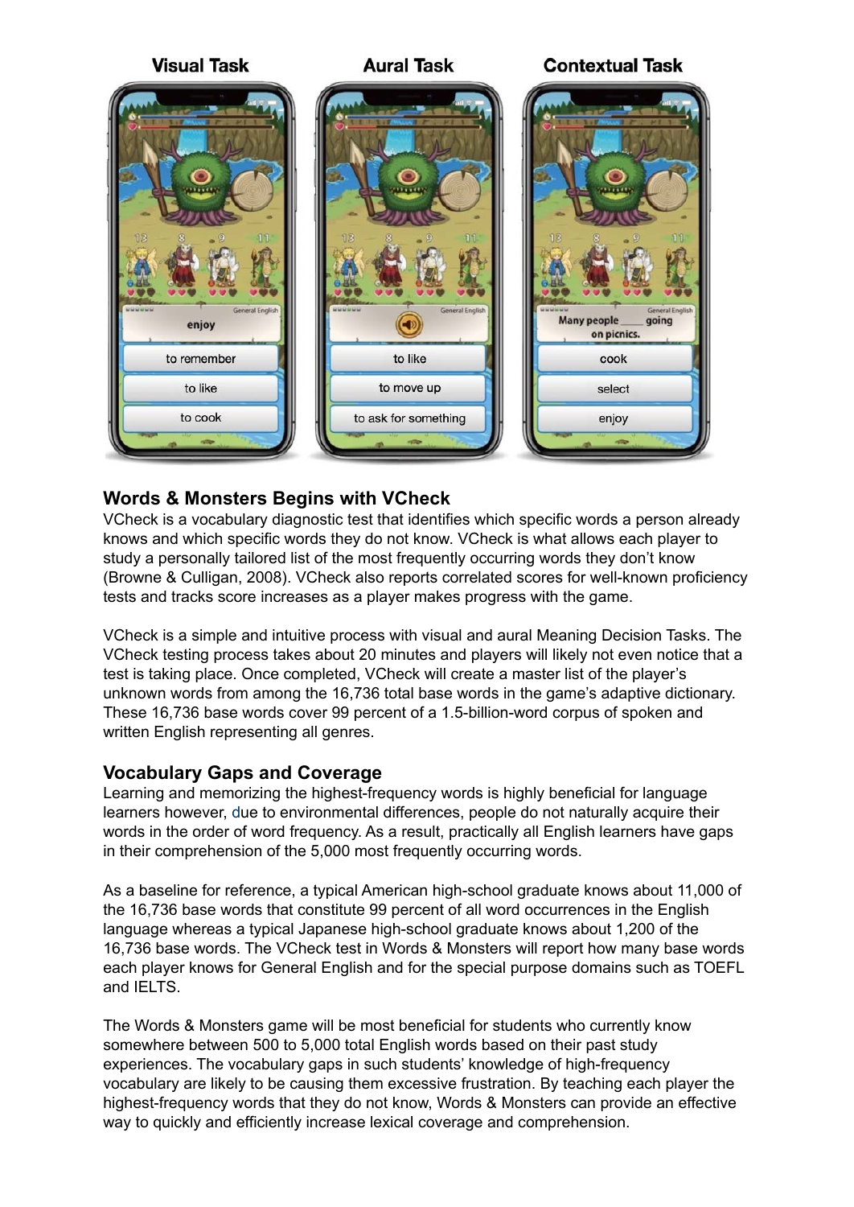## Words & Monsters Begins with VCheck

VCheck is a vocabulary diagnostic test that identifies which specific words a person already knows and which specific words they do not know. VCheck is what allows each player to study a personally tailored list of the most frequently occurring words they don't know (Browne & Culligan, 2008). VCheck also reports correlated scores for well-known proficiency tests and tracks score increases as a player makes progress with the game.

VCheck is a simple and intuitive process with visual and aural Meaning Decision Tasks. The VCheck testing process takes about 20 minutes and players will likely not even notice that a test is taking place. Once completed, VCheck will create a master list of the player's unknown words from among the 16,736 total base words in the game's adaptive dictionary. These 16,736 base words cover 99 percent of a 1.5-billion-word corpus of spoken and written English representing all genres.

## Vocabulary Gaps and Coverage

Learning and memorizing the highest-frequency words is highly beneficial for language learners however, due to environmental differences, people do not naturally acquire their words in the order of word frequency. As a result, practically all English learners have gaps in their comprehension of the 5,000 most frequently occurring words.

As a baseline for reference, a typical American high-school graduate knows about 11,000 of the 16,736 base words that constitute 99 percent of all word occurrences in the English language whereas a typical Japanese high-school graduate knows about 1,200 of the 16,736 base words. The VCheck test in Words & Monsters will report how many base words each player knows for General English and for the special purpose domains such as TOEFL and IELTS.

The Words & Monsters game will be most beneficial for students who currently know somewhere between 500 to 5,000 total English words based on their past study experiences. The vocabulary gaps in such students' knowledge of high-frequency vocabulary are likely to be causing them excessive frustration. By teaching each player the highest-frequency words that they do not know, Words & Monsters can provide an effective way to quickly and efficiently increase lexical coverage and comprehension.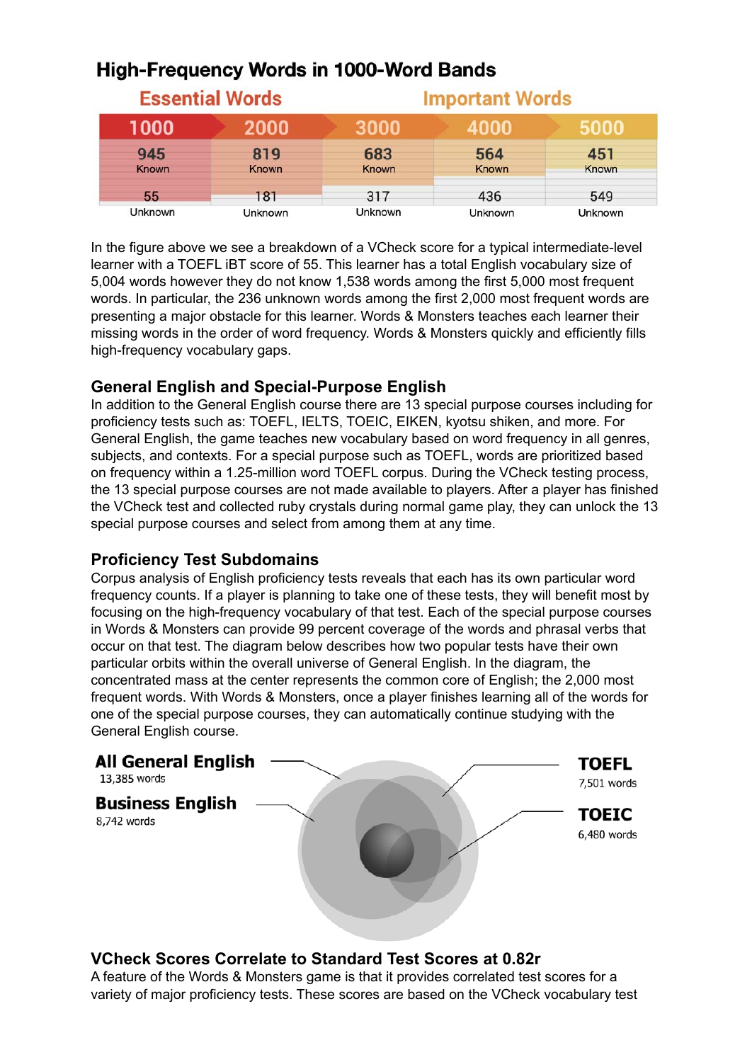## High-Frequency Words in 1000-Word Bands

| Essential Words | | Important Words | | |
|---|---|---|---|---|
| 1000 | 2000 | 3000 | 4000 | 5000 |
| 945 Known | 819 Known | 683 Known | 564 Known | 451 Known |
| 55 Unknown | 181 Unknown | 317 Unknown | 436 Unknown | 549 Unknown |

In the figure above we see a breakdown of a VCheck score for a typical intermediate-level learner with a TOEFL iBT score of 55. This learner has a total English vocabulary size of 5,004 words however they do not know 1,538 words among the first 5,000 most frequent words. In particular, the 236 unknown words among the first 2,000 most frequent words are presenting a major obstacle for this learner. Words & Monsters teaches each learner their missing words in the order of word frequency. Words & Monsters quickly and efficiently fills high-frequency vocabulary gaps.

### General English and Special-Purpose English

In addition to the General English course there are 13 special purpose courses including for proficiency tests such as: TOEFL, IELTS, TOEIC, EIKEN, kyotsu shiken, and more. For General English, the game teaches new vocabulary based on word frequency in all genres, subjects, and contexts. For a special purpose such as TOEFL, words are prioritized based on frequency within a 1.25-million word TOEFL corpus. During the VCheck testing process, the 13 special purpose courses are not made available to players. After a player has finished the VCheck test and collected ruby crystals during normal game play, they can unlock the 13 special purpose courses and select from among them at any time.

### Proficiency Test Subdomains

Corpus analysis of English proficiency tests reveals that each has its own particular word frequency counts. If a player is planning to take one of these tests, they will benefit most by focusing on the high-frequency vocabulary of that test. Each of the special purpose courses in Words & Monsters can provide 99 percent coverage of the words and phrasal verbs that occur on that test. The diagram below describes how two popular tests have their own particular orbits within the overall universe of General English. In the diagram, the concentrated mass at the center represents the common core of English; the 2,000 most frequent words. With Words & Monsters, once a player finishes learning all of the words for one of the special purpose courses, they can automatically continue studying with the General English course.

**All General English** 13,385 words

**Business English** 8,742 words

**TOEFL** 7,501 words

**TOEIC** 6,480 words

### VCheck Scores Correlate to Standard Test Scores at 0.82r

A feature of the Words & Monsters game is that it provides correlated test scores for a variety of major proficiency tests. These scores are based on the VCheck vocabulary test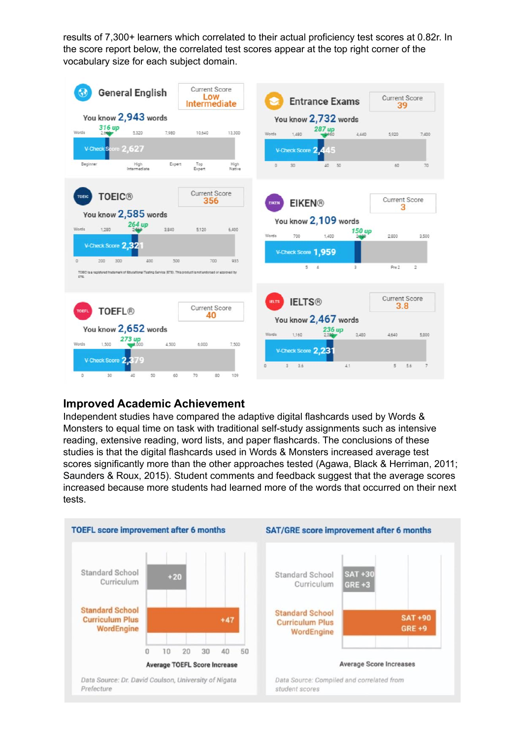results of 7,300+ learners which correlated to their actual proficiency test scores at 0.82r. In the score report below, the correlated test scores appear at the top right corner of the vocabulary size for each subject domain.

## Improved Academic Achievement

Independent studies have compared the adaptive digital flashcards used by Words & Monsters to equal time on task with traditional self-study assignments such as intensive reading, extensive reading, word lists, and paper flashcards. The conclusions of these studies is that the digital flashcards used in Words & Monsters increased average test scores significantly more than the other approaches tested (Agawa, Black & Herriman, 2011; Saunders & Roux, 2015). Student comments and feedback suggest that the average scores increased because more students had learned more of the words that occurred on their next tests.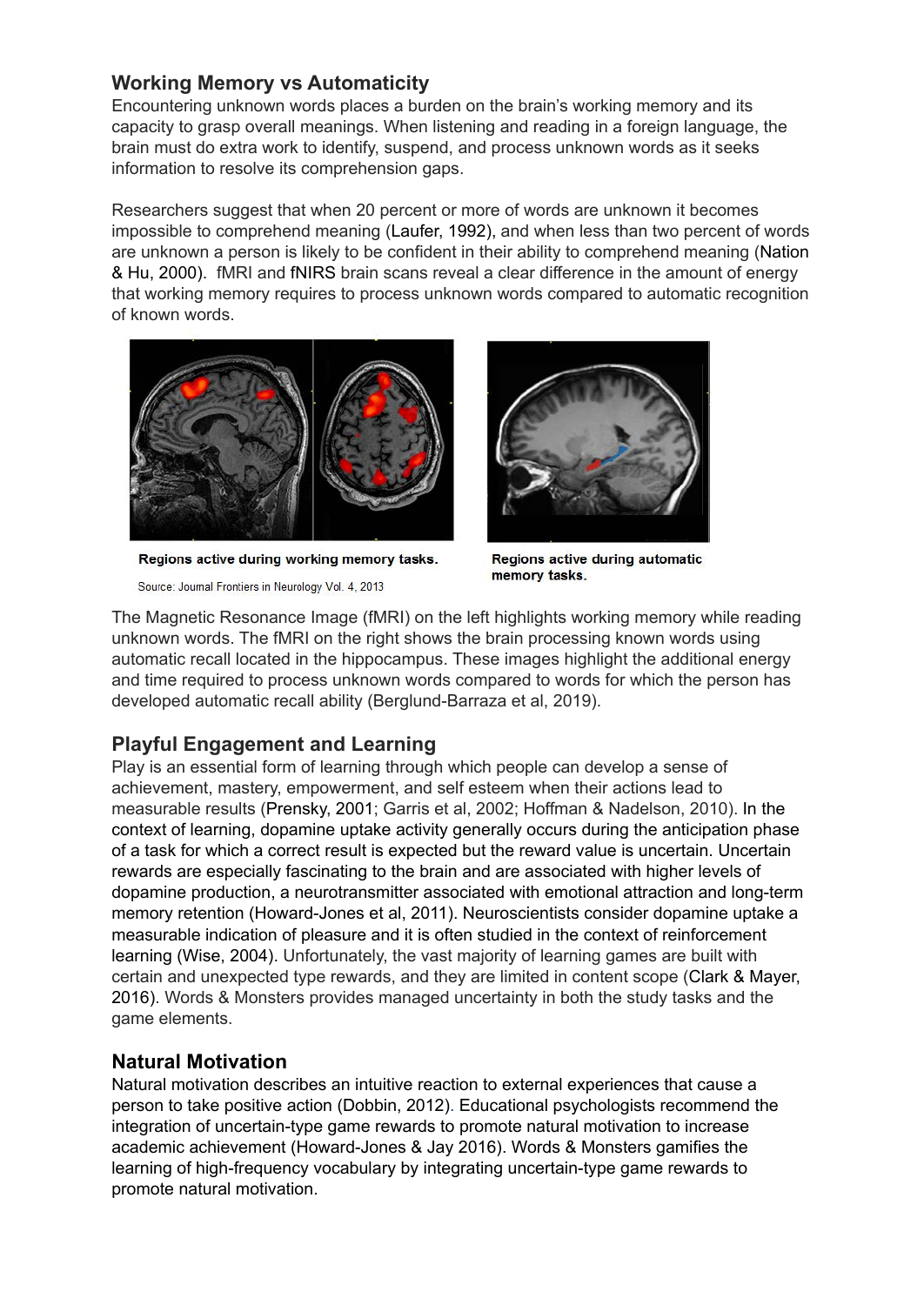## Working Memory vs Automaticity

Encountering unknown words places a burden on the brain's working memory and its capacity to grasp overall meanings. When listening and reading in a foreign language, the brain must do extra work to identify, suspend, and process unknown words as it seeks information to resolve its comprehension gaps.

Researchers suggest that when 20 percent or more of words are unknown it becomes impossible to comprehend meaning (Laufer, 1992), and when less than two percent of words are unknown a person is likely to be confident in their ability to comprehend meaning (Nation & Hu, 2000). fMRI and fNIRS brain scans reveal a clear difference in the amount of energy that working memory requires to process unknown words compared to automatic recognition of known words.

**Regions active during working memory tasks.**

Source: Journal Frontiers in Neurology Vol. 4, 2013

**Regions active during automatic memory tasks.**

The Magnetic Resonance Image (fMRI) on the left highlights working memory while reading unknown words. The fMRI on the right shows the brain processing known words using automatic recall located in the hippocampus. These images highlight the additional energy and time required to process unknown words compared to words for which the person has developed automatic recall ability (Berglund-Barraza et al, 2019).

## Playful Engagement and Learning

Play is an essential form of learning through which people can develop a sense of achievement, mastery, empowerment, and self esteem when their actions lead to measurable results (Prensky, 2001; Garris et al, 2002; Hoffman & Nadelson, 2010). In the context of learning, dopamine uptake activity generally occurs during the anticipation phase of a task for which a correct result is expected but the reward value is uncertain. Uncertain rewards are especially fascinating to the brain and are associated with higher levels of dopamine production, a neurotransmitter associated with emotional attraction and long-term memory retention (Howard-Jones et al, 2011). Neuroscientists consider dopamine uptake a measurable indication of pleasure and it is often studied in the context of reinforcement learning (Wise, 2004). Unfortunately, the vast majority of learning games are built with certain and unexpected type rewards, and they are limited in content scope (Clark & Mayer, 2016). Words & Monsters provides managed uncertainty in both the study tasks and the game elements.

## Natural Motivation

Natural motivation describes an intuitive reaction to external experiences that cause a person to take positive action (Dobbin, 2012). Educational psychologists recommend the integration of uncertain-type game rewards to promote natural motivation to increase academic achievement (Howard-Jones & Jay 2016). Words & Monsters gamifies the learning of high-frequency vocabulary by integrating uncertain-type game rewards to promote natural motivation.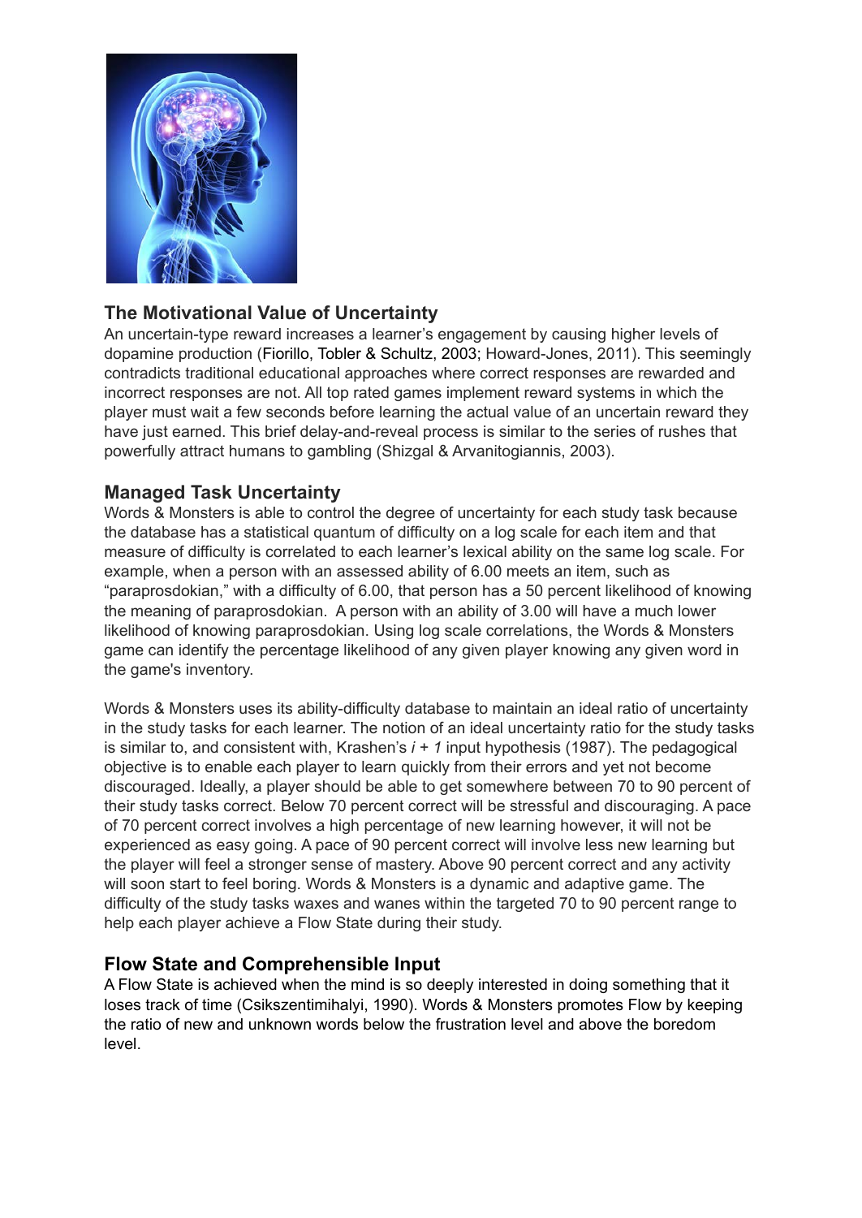## The Motivational Value of Uncertainty

An uncertain-type reward increases a learner's engagement by causing higher levels of dopamine production (Fiorillo, Tobler & Schultz, 2003; Howard-Jones, 2011). This seemingly contradicts traditional educational approaches where correct responses are rewarded and incorrect responses are not. All top rated games implement reward systems in which the player must wait a few seconds before learning the actual value of an uncertain reward they have just earned. This brief delay-and-reveal process is similar to the series of rushes that powerfully attract humans to gambling (Shizgal & Arvanitogiannis, 2003).

## Managed Task Uncertainty

Words & Monsters is able to control the degree of uncertainty for each study task because the database has a statistical quantum of difficulty on a log scale for each item and that measure of difficulty is correlated to each learner's lexical ability on the same log scale. For example, when a person with an assessed ability of 6.00 meets an item, such as "paraprosdokian," with a difficulty of 6.00, that person has a 50 percent likelihood of knowing the meaning of paraprosdokian. A person with an ability of 3.00 will have a much lower likelihood of knowing paraprosdokian. Using log scale correlations, the Words & Monsters game can identify the percentage likelihood of any given player knowing any given word in the game's inventory.

Words & Monsters uses its ability-difficulty database to maintain an ideal ratio of uncertainty in the study tasks for each learner. The notion of an ideal uncertainty ratio for the study tasks is similar to, and consistent with, Krashen's *i + 1* input hypothesis (1987). The pedagogical objective is to enable each player to learn quickly from their errors and yet not become discouraged. Ideally, a player should be able to get somewhere between 70 to 90 percent of their study tasks correct. Below 70 percent correct will be stressful and discouraging. A pace of 70 percent correct involves a high percentage of new learning however, it will not be experienced as easy going. A pace of 90 percent correct will involve less new learning but the player will feel a stronger sense of mastery. Above 90 percent correct and any activity will soon start to feel boring. Words & Monsters is a dynamic and adaptive game. The difficulty of the study tasks waxes and wanes within the targeted 70 to 90 percent range to help each player achieve a Flow State during their study.

## Flow State and Comprehensible Input

A Flow State is achieved when the mind is so deeply interested in doing something that it loses track of time (Csikszentimihalyi, 1990). Words & Monsters promotes Flow by keeping the ratio of new and unknown words below the frustration level and above the boredom level.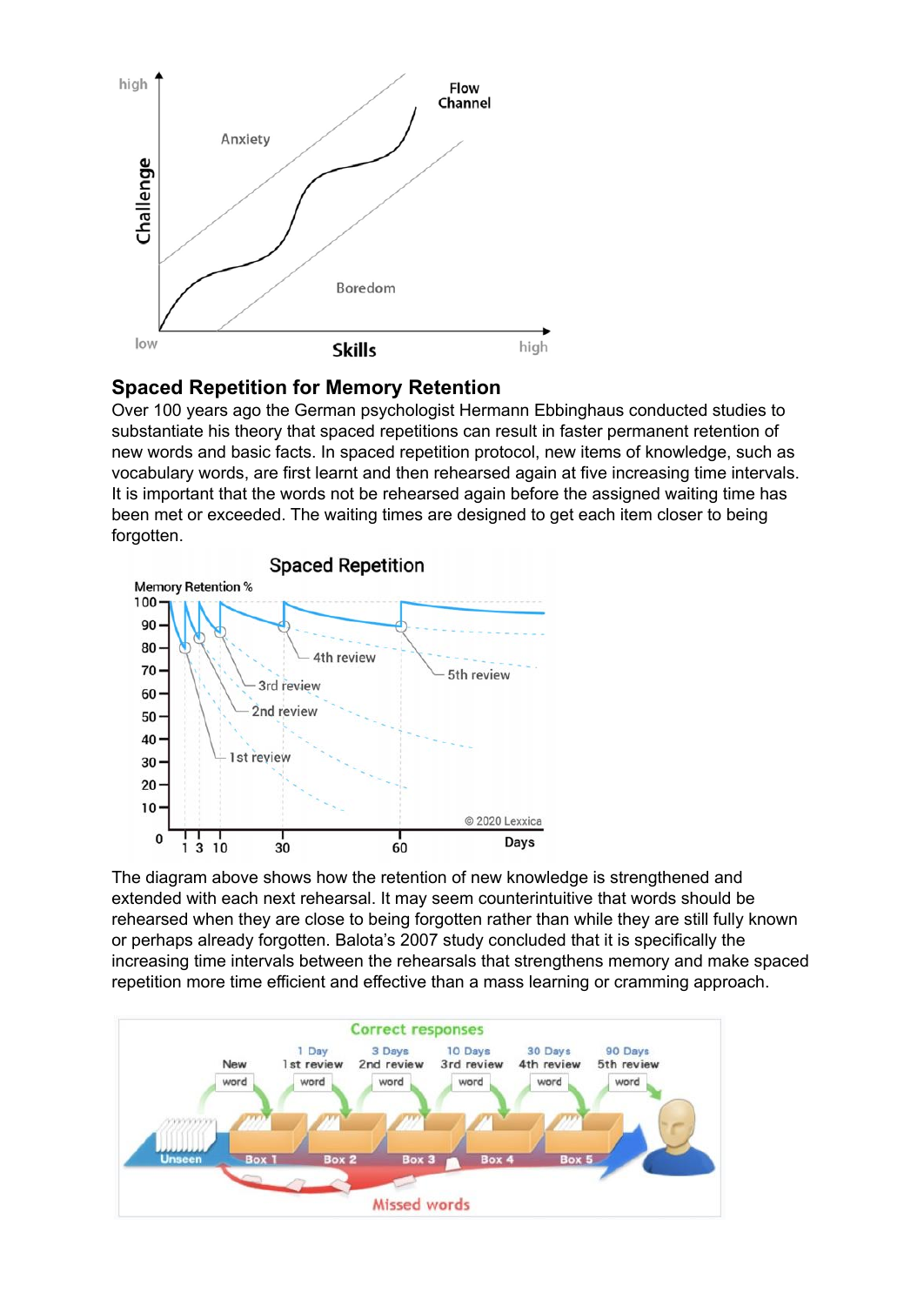## Spaced Repetition for Memory Retention

Over 100 years ago the German psychologist Hermann Ebbinghaus conducted studies to substantiate his theory that spaced repetitions can result in faster permanent retention of new words and basic facts. In spaced repetition protocol, new items of knowledge, such as vocabulary words, are first learnt and then rehearsed again at five increasing time intervals. It is important that the words not be rehearsed again before the assigned waiting time has been met or exceeded. The waiting times are designed to get each item closer to being forgotten.

The diagram above shows how the retention of new knowledge is strengthened and extended with each next rehearsal. It may seem counterintuitive that words should be rehearsed when they are close to being forgotten rather than while they are still fully known or perhaps already forgotten. Balota's 2007 study concluded that it is specifically the increasing time intervals between the rehearsals that strengthens memory and make spaced repetition more time efficient and effective than a mass learning or cramming approach.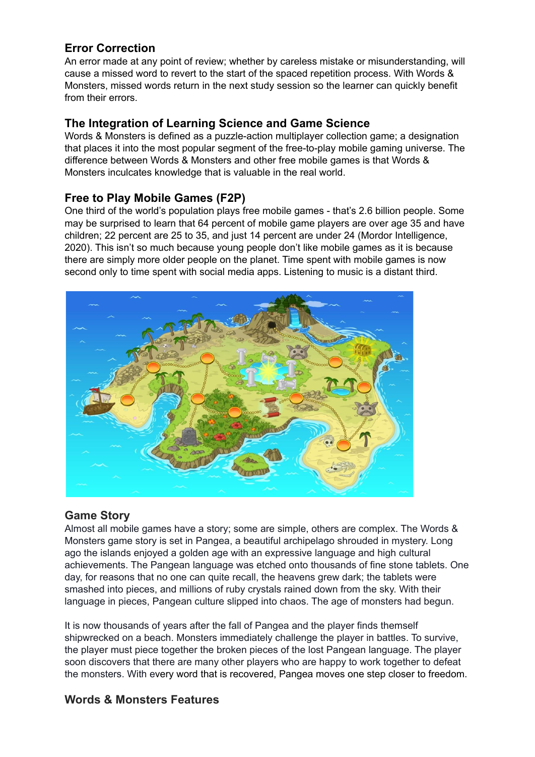## Error Correction

An error made at any point of review; whether by careless mistake or misunderstanding, will cause a missed word to revert to the start of the spaced repetition process. With Words & Monsters, missed words return in the next study session so the learner can quickly benefit from their errors.

## The Integration of Learning Science and Game Science

Words & Monsters is defined as a puzzle-action multiplayer collection game; a designation that places it into the most popular segment of the free-to-play mobile gaming universe. The difference between Words & Monsters and other free mobile games is that Words & Monsters inculcates knowledge that is valuable in the real world.

## Free to Play Mobile Games (F2P)

One third of the world's population plays free mobile games - that's 2.6 billion people. Some may be surprised to learn that 64 percent of mobile game players are over age 35 and have children; 22 percent are 25 to 35, and just 14 percent are under 24 (Mordor Intelligence, 2020). This isn't so much because young people don't like mobile games as it is because there are simply more older people on the planet. Time spent with mobile games is now second only to time spent with social media apps. Listening to music is a distant third.

## Game Story

Almost all mobile games have a story; some are simple, others are complex. The Words & Monsters game story is set in Pangea, a beautiful archipelago shrouded in mystery. Long ago the islands enjoyed a golden age with an expressive language and high cultural achievements. The Pangean language was etched onto thousands of fine stone tablets. One day, for reasons that no one can quite recall, the heavens grew dark; the tablets were smashed into pieces, and millions of ruby crystals rained down from the sky. With their language in pieces, Pangean culture slipped into chaos. The age of monsters had begun.

It is now thousands of years after the fall of Pangea and the player finds themself shipwrecked on a beach. Monsters immediately challenge the player in battles. To survive, the player must piece together the broken pieces of the lost Pangean language. The player soon discovers that there are many other players who are happy to work together to defeat the monsters. With every word that is recovered, Pangea moves one step closer to freedom.

## Words & Monsters Features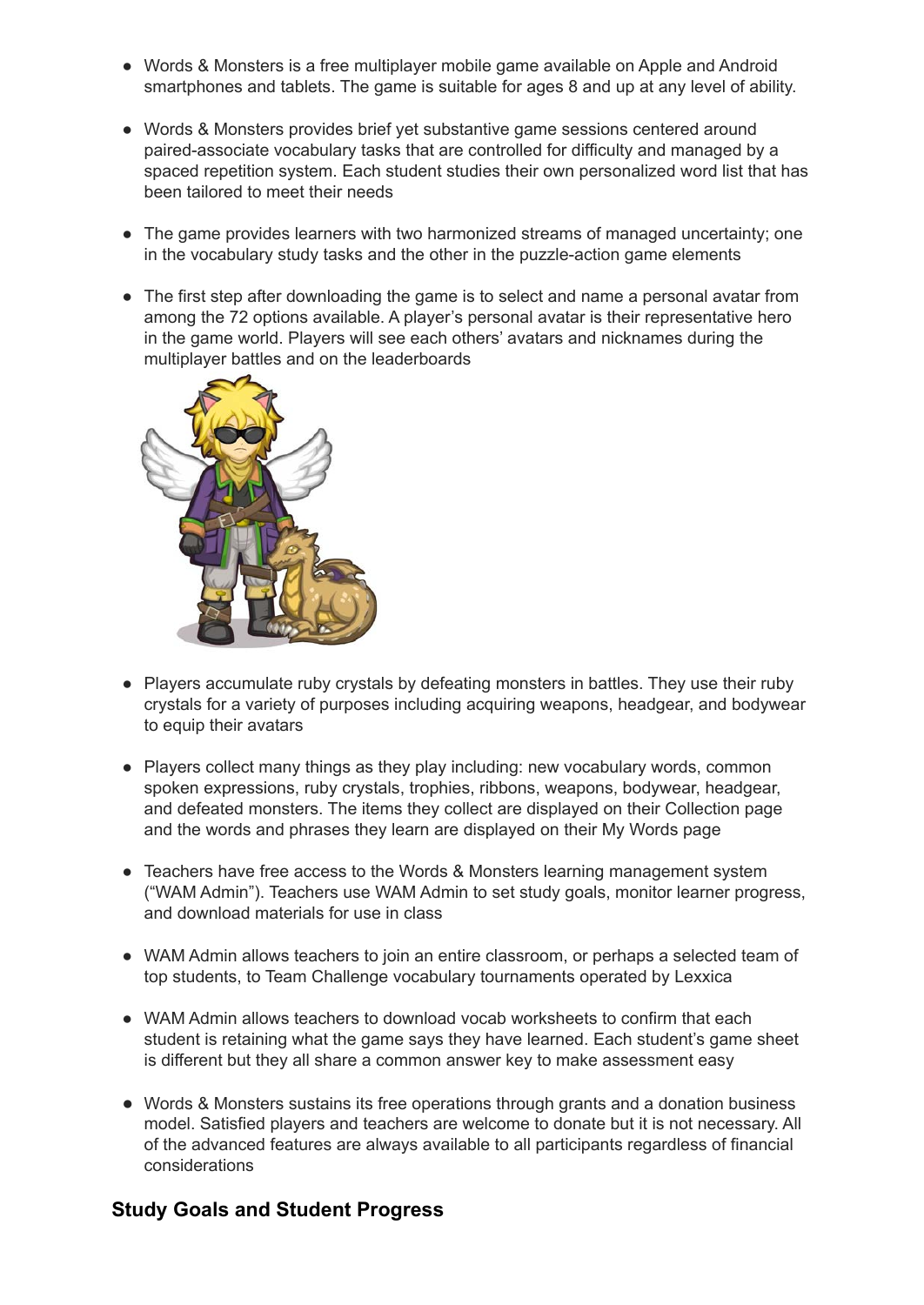- Words & Monsters is a free multiplayer mobile game available on Apple and Android smartphones and tablets. The game is suitable for ages 8 and up at any level of ability.

- Words & Monsters provides brief yet substantive game sessions centered around paired-associate vocabulary tasks that are controlled for difficulty and managed by a spaced repetition system. Each student studies their own personalized word list that has been tailored to meet their needs

- The game provides learners with two harmonized streams of managed uncertainty; one in the vocabulary study tasks and the other in the puzzle-action game elements

- The first step after downloading the game is to select and name a personal avatar from among the 72 options available. A player's personal avatar is their representative hero in the game world. Players will see each others' avatars and nicknames during the multiplayer battles and on the leaderboards

- Players accumulate ruby crystals by defeating monsters in battles. They use their ruby crystals for a variety of purposes including acquiring weapons, headgear, and bodywear to equip their avatars

- Players collect many things as they play including: new vocabulary words, common spoken expressions, ruby crystals, trophies, ribbons, weapons, bodywear, headgear, and defeated monsters. The items they collect are displayed on their Collection page and the words and phrases they learn are displayed on their My Words page

- Teachers have free access to the Words & Monsters learning management system ("WAM Admin"). Teachers use WAM Admin to set study goals, monitor learner progress, and download materials for use in class

- WAM Admin allows teachers to join an entire classroom, or perhaps a selected team of top students, to Team Challenge vocabulary tournaments operated by Lexxica

- WAM Admin allows teachers to download vocab worksheets to confirm that each student is retaining what the game says they have learned. Each student's game sheet is different but they all share a common answer key to make assessment easy

- Words & Monsters sustains its free operations through grants and a donation business model. Satisfied players and teachers are welcome to donate but it is not necessary. All of the advanced features are always available to all participants regardless of financial considerations

## Study Goals and Student Progress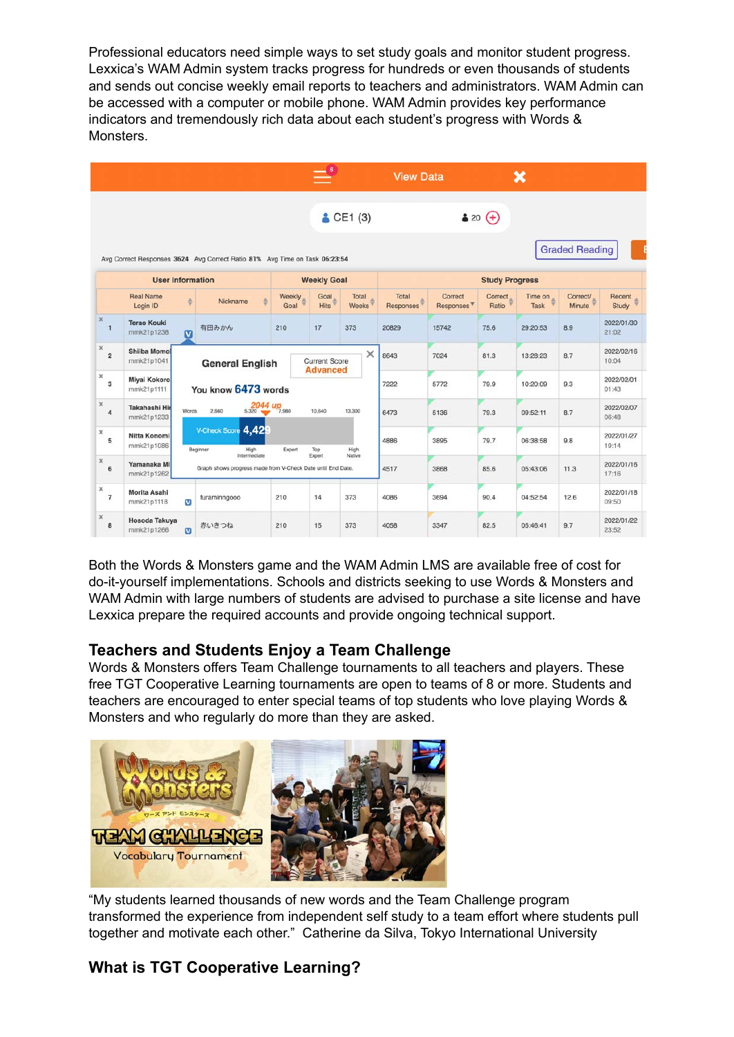Professional educators need simple ways to set study goals and monitor student progress. Lexxica's WAM Admin system tracks progress for hundreds or even thousands of students and sends out concise weekly email reports to teachers and administrators. WAM Admin can be accessed with a computer or mobile phone. WAM Admin provides key performance indicators and tremendously rich data about each student's progress with Words & Monsters.

Both the Words & Monsters game and the WAM Admin LMS are available free of cost for do-it-yourself implementations. Schools and districts seeking to use Words & Monsters and WAM Admin with large numbers of students are advised to purchase a site license and have Lexxica prepare the required accounts and provide ongoing technical support.

## Teachers and Students Enjoy a Team Challenge

Words & Monsters offers Team Challenge tournaments to all teachers and players. These free TGT Cooperative Learning tournaments are open to teams of 8 or more. Students and teachers are encouraged to enter special teams of top students who love playing Words & Monsters and who regularly do more than they are asked.

"My students learned thousands of new words and the Team Challenge program transformed the experience from independent self study to a team effort where students pull together and motivate each other." Catherine da Silva, Tokyo International University

## What is TGT Cooperative Learning?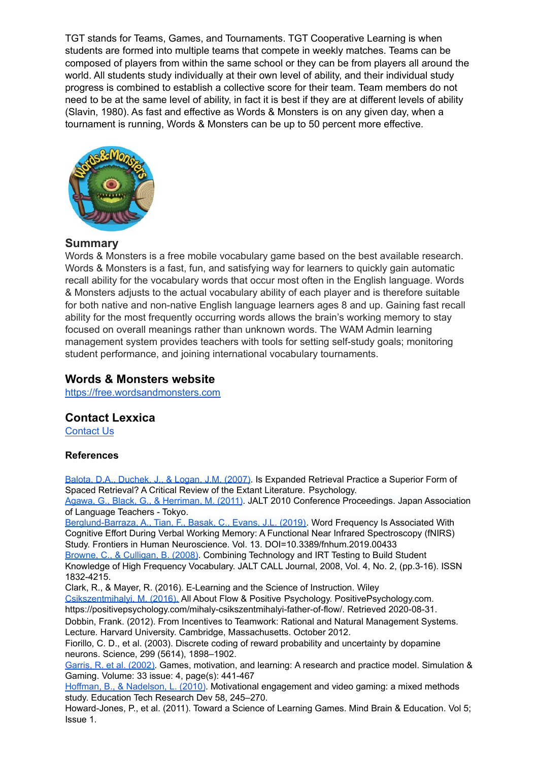TGT stands for Teams, Games, and Tournaments. TGT Cooperative Learning is when students are formed into multiple teams that compete in weekly matches. Teams can be composed of players from within the same school or they can be from players all around the world. All students study individually at their own level of ability, and their individual study progress is combined to establish a collective score for their team. Team members do not need to be at the same level of ability, in fact it is best if they are at different levels of ability (Slavin, 1980). As fast and effective as Words & Monsters is on any given day, when a tournament is running, Words & Monsters can be up to 50 percent more effective.

## Summary

Words & Monsters is a free mobile vocabulary game based on the best available research. Words & Monsters is a fast, fun, and satisfying way for learners to quickly gain automatic recall ability for the vocabulary words that occur most often in the English language. Words & Monsters adjusts to the actual vocabulary ability of each player and is therefore suitable for both native and non-native English language learners ages 8 and up. Gaining fast recall ability for the most frequently occurring words allows the brain's working memory to stay focused on overall meanings rather than unknown words. The WAM Admin learning management system provides teachers with tools for setting self-study goals; monitoring student performance, and joining international vocabulary tournaments.

## Words & Monsters website

https://free.wordsandmonsters.com

## Contact Lexxica

Contact Us

### References

Balota, D.A., Duchek, J., & Logan, J.M. (2007). Is Expanded Retrieval Practice a Superior Form of Spaced Retrieval? A Critical Review of the Extant Literature. Psychology.

Agawa, G., Black, G., & Herriman, M. (2011). JALT 2010 Conference Proceedings. Japan Association of Language Teachers - Tokyo.

Berglund-Barraza, A., Tian, F., Basak, C., Evans, J.L. (2019). Word Frequency Is Associated With Cognitive Effort During Verbal Working Memory: A Functional Near Infrared Spectroscopy (fNIRS) Study. Frontiers in Human Neuroscience. Vol. 13. DOI=10.3389/fnhum.2019.00433

Browne, C., & Culligan, B. (2008). Combining Technology and IRT Testing to Build Student Knowledge of High Frequency Vocabulary. JALT CALL Journal, 2008, Vol. 4, No. 2, (pp.3-16). ISSN 1832-4215.

Clark, R., & Mayer, R. (2016). E-Learning and the Science of Instruction. Wiley

Csikszentmihalyi, M. (2016). All About Flow & Positive Psychology. PositivePsychology.com. https://positivepsychology.com/mihaly-csikszentmihalyi-father-of-flow/. Retrieved 2020-08-31.

Dobbin, Frank. (2012). From Incentives to Teamwork: Rational and Natural Management Systems. Lecture. Harvard University. Cambridge, Massachusetts. October 2012.

Fiorillo, C. D., et al. (2003). Discrete coding of reward probability and uncertainty by dopamine neurons. Science, 299 (5614), 1898–1902.

Garris, R. et al. (2002). Games, motivation, and learning: A research and practice model. Simulation & Gaming. Volume: 33 issue: 4, page(s): 441-467

Hoffman, B., & Nadelson, L. (2010). Motivational engagement and video gaming: a mixed methods study. Education Tech Research Dev 58, 245–270.

Howard-Jones, P., et al. (2011). Toward a Science of Learning Games. Mind Brain & Education. Vol 5; Issue 1.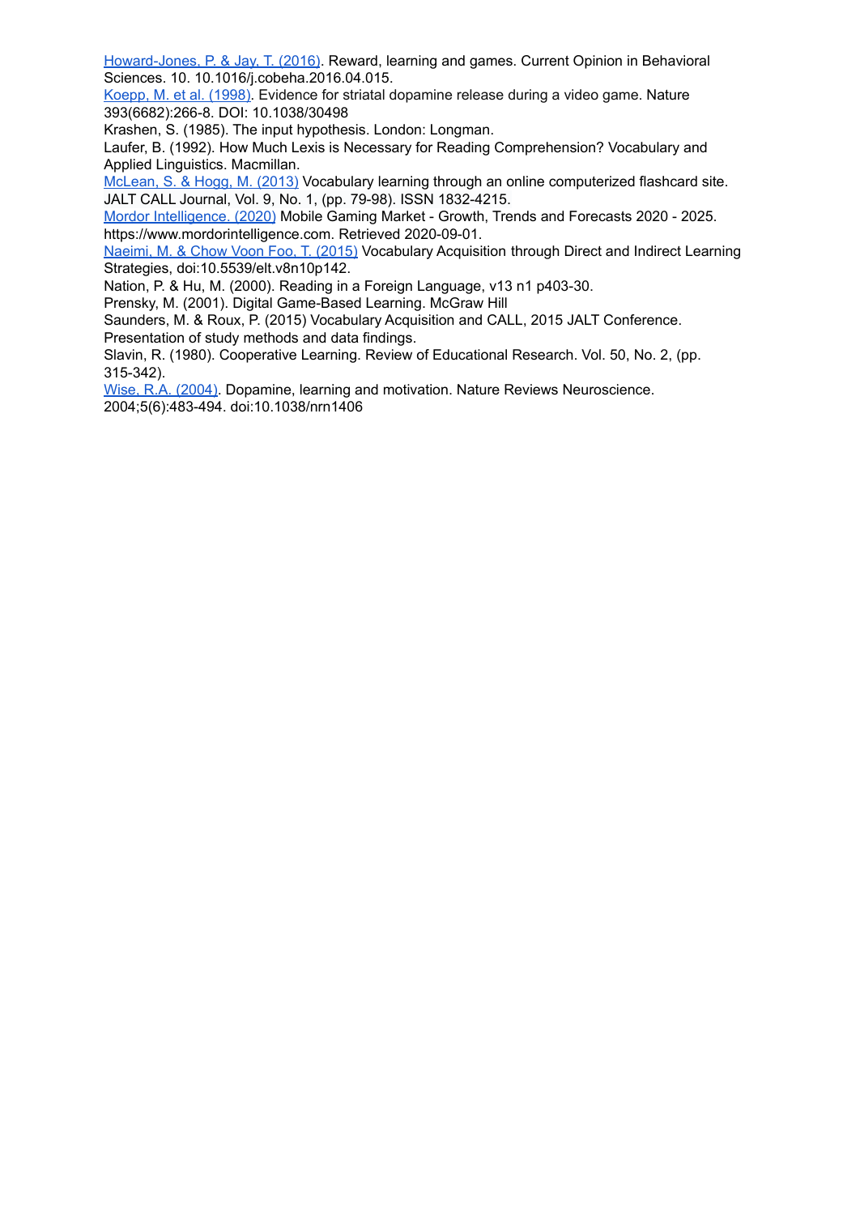Howard-Jones, P. & Jay, T. (2016). Reward, learning and games. Current Opinion in Behavioral Sciences. 10. 10.1016/j.cobeha.2016.04.015.

Koepp, M. et al. (1998). Evidence for striatal dopamine release during a video game. Nature 393(6682):266-8. DOI: 10.1038/30498

Krashen, S. (1985). The input hypothesis. London: Longman.

Laufer, B. (1992). How Much Lexis is Necessary for Reading Comprehension? Vocabulary and Applied Linguistics. Macmillan.

McLean, S. & Hogg, M. (2013) Vocabulary learning through an online computerized flashcard site. JALT CALL Journal, Vol. 9, No. 1, (pp. 79-98). ISSN 1832-4215.

Mordor Intelligence. (2020) Mobile Gaming Market - Growth, Trends and Forecasts 2020 - 2025. https://www.mordorintelligence.com. Retrieved 2020-09-01.

Naeimi, M. & Chow Voon Foo, T. (2015) Vocabulary Acquisition through Direct and Indirect Learning Strategies, doi:10.5539/elt.v8n10p142.

Nation, P. & Hu, M. (2000). Reading in a Foreign Language, v13 n1 p403-30.

Prensky, M. (2001). Digital Game-Based Learning. McGraw Hill

Saunders, M. & Roux, P. (2015) Vocabulary Acquisition and CALL, 2015 JALT Conference. Presentation of study methods and data findings.

Slavin, R. (1980). Cooperative Learning. Review of Educational Research. Vol. 50, No. 2, (pp. 315-342).

Wise, R.A. (2004). Dopamine, learning and motivation. Nature Reviews Neuroscience. 2004;5(6):483-494. doi:10.1038/nrn1406